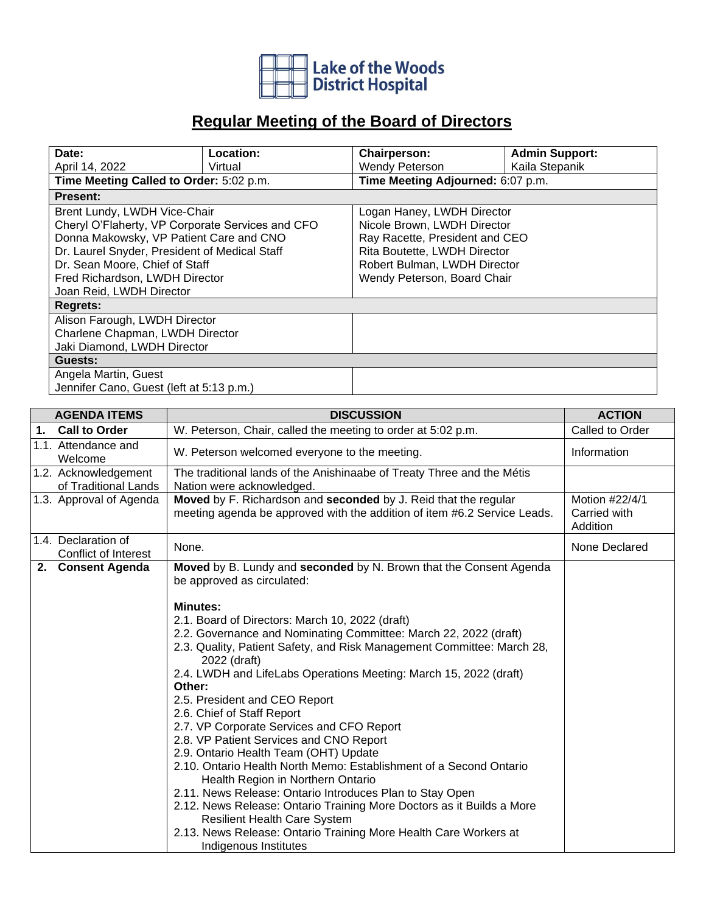Lake of the Woods District Hospital

# Regular Meeting of the Board of Directors

| Date: | Location: | Chairperson: | Admin Support: |
|---|---|---|---|
| April 14, 2022 | Virtual | Wendy Peterson | Kaila Stepanik |
| **Time Meeting Called to Order:** 5:02 p.m. | | **Time Meeting Adjourned:** 6:07 p.m. | |
| **Present:** | | | |
| Brent Lundy, LWDH Vice-Chair<br>Cheryl O'Flaherty, VP Corporate Services and CFO<br>Donna Makowsky, VP Patient Care and CNO<br>Dr. Laurel Snyder, President of Medical Staff<br>Dr. Sean Moore, Chief of Staff<br>Fred Richardson, LWDH Director<br>Joan Reid, LWDH Director | | Logan Haney, LWDH Director<br>Nicole Brown, LWDH Director<br>Ray Racette, President and CEO<br>Rita Boutette, LWDH Director<br>Robert Bulman, LWDH Director<br>Wendy Peterson, Board Chair | |
| **Regrets:** | | | |
| Alison Farough, LWDH Director<br>Charlene Chapman, LWDH Director<br>Jaki Diamond, LWDH Director | | | |
| **Guests:** | | | |
| Angela Martin, Guest<br>Jennifer Cano, Guest (left at 5:13 p.m.) | | | |

| AGENDA ITEMS | DISCUSSION | ACTION |
|---|---|---|
| **1. Call to Order** | W. Peterson, Chair, called the meeting to order at 5:02 p.m. | Called to Order |
| 1.1. Attendance and Welcome | W. Peterson welcomed everyone to the meeting. | Information |
| 1.2. Acknowledgement of Traditional Lands | The traditional lands of the Anishinaabe of Treaty Three and the Métis Nation were acknowledged. | |
| 1.3. Approval of Agenda | **Moved** by F. Richardson and **seconded** by J. Reid that the regular meeting agenda be approved with the addition of item #6.2 Service Leads. | Motion #22/4/1 Carried with Addition |
| 1.4. Declaration of Conflict of Interest | None. | None Declared |
| **2. Consent Agenda** | **Moved** by B. Lundy and **seconded** by N. Brown that the Consent Agenda be approved as circulated:<br><br>**Minutes:**<br>2.1. Board of Directors: March 10, 2022 (draft)<br>2.2. Governance and Nominating Committee: March 22, 2022 (draft)<br>2.3. Quality, Patient Safety, and Risk Management Committee: March 28, 2022 (draft)<br>2.4. LWDH and LifeLabs Operations Meeting: March 15, 2022 (draft)<br>**Other:**<br>2.5. President and CEO Report<br>2.6. Chief of Staff Report<br>2.7. VP Corporate Services and CFO Report<br>2.8. VP Patient Services and CNO Report<br>2.9. Ontario Health Team (OHT) Update<br>2.10. Ontario Health North Memo: Establishment of a Second Ontario Health Region in Northern Ontario<br>2.11. News Release: Ontario Introduces Plan to Stay Open<br>2.12. News Release: Ontario Training More Doctors as it Builds a More Resilient Health Care System<br>2.13. News Release: Ontario Training More Health Care Workers at Indigenous Institutes | |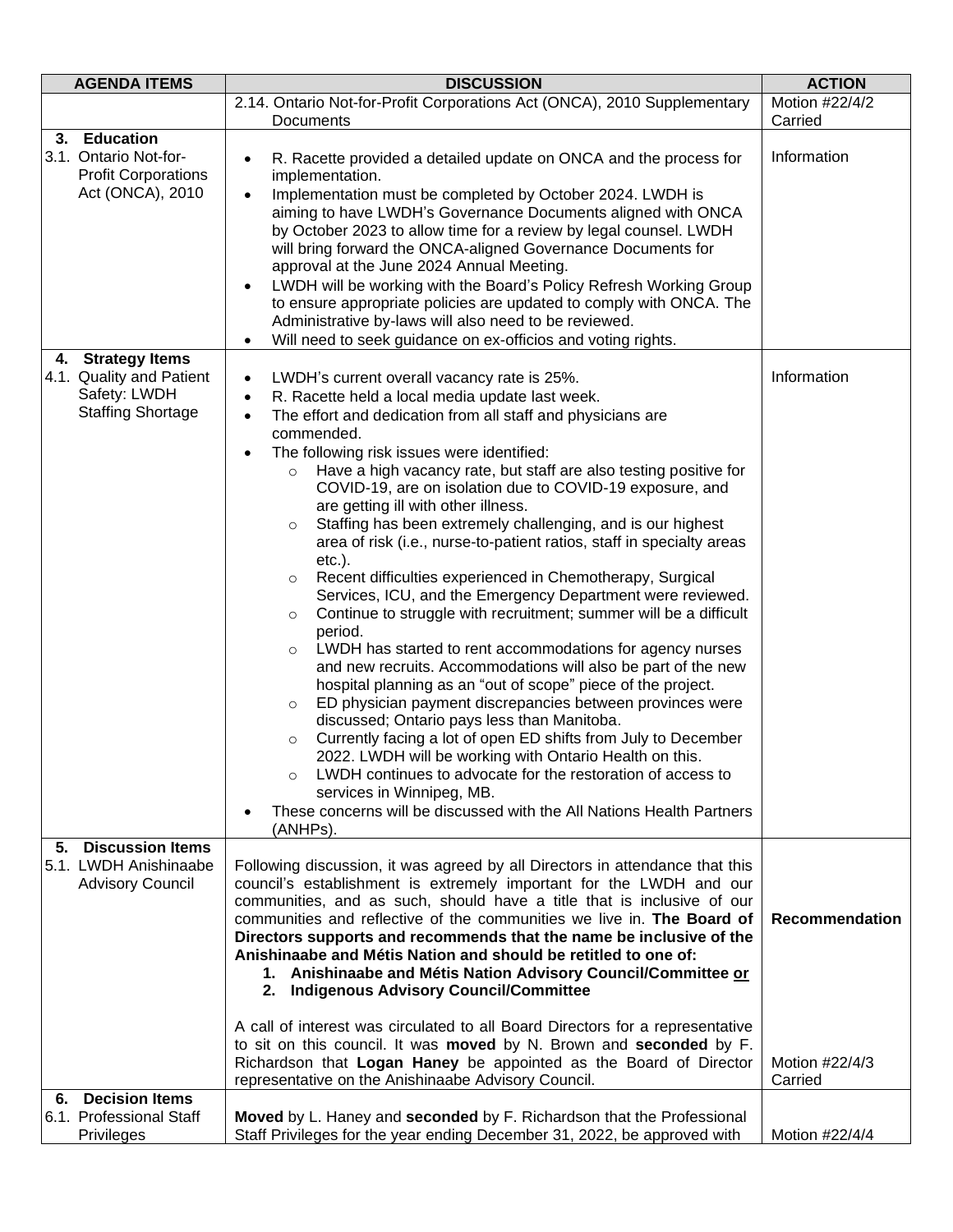| AGENDA ITEMS | DISCUSSION | ACTION |
|---|---|---|
| | 2.14. Ontario Not-for-Profit Corporations Act (ONCA), 2010 Supplementary Documents | Motion #22/4/2 Carried |
| **3. Education**<br>3.1. Ontario Not-for-Profit Corporations Act (ONCA), 2010 | • R. Racette provided a detailed update on ONCA and the process for implementation.<br>• Implementation must be completed by October 2024. LWDH is aiming to have LWDH's Governance Documents aligned with ONCA by October 2023 to allow time for a review by legal counsel. LWDH will bring forward the ONCA-aligned Governance Documents for approval at the June 2024 Annual Meeting.<br>• LWDH will be working with the Board's Policy Refresh Working Group to ensure appropriate policies are updated to comply with ONCA. The Administrative by-laws will also need to be reviewed.<br>• Will need to seek guidance on ex-officios and voting rights. | Information |
| **4. Strategy Items**<br>4.1. Quality and Patient Safety: LWDH Staffing Shortage | • LWDH's current overall vacancy rate is 25%.<br>• R. Racette held a local media update last week.<br>• The effort and dedication from all staff and physicians are commended.<br>• The following risk issues were identified:<br>&nbsp;&nbsp;○ Have a high vacancy rate, but staff are also testing positive for COVID-19, are on isolation due to COVID-19 exposure, and are getting ill with other illness.<br>&nbsp;&nbsp;○ Staffing has been extremely challenging, and is our highest area of risk (i.e., nurse-to-patient ratios, staff in specialty areas etc.).<br>&nbsp;&nbsp;○ Recent difficulties experienced in Chemotherapy, Surgical Services, ICU, and the Emergency Department were reviewed.<br>&nbsp;&nbsp;○ Continue to struggle with recruitment; summer will be a difficult period.<br>&nbsp;&nbsp;○ LWDH has started to rent accommodations for agency nurses and new recruits. Accommodations will also be part of the new hospital planning as an "out of scope" piece of the project.<br>&nbsp;&nbsp;○ ED physician payment discrepancies between provinces were discussed; Ontario pays less than Manitoba.<br>&nbsp;&nbsp;○ Currently facing a lot of open ED shifts from July to December 2022. LWDH will be working with Ontario Health on this.<br>&nbsp;&nbsp;○ LWDH continues to advocate for the restoration of access to services in Winnipeg, MB.<br>• These concerns will be discussed with the All Nations Health Partners (ANHPs). | Information |
| **5. Discussion Items**<br>5.1. LWDH Anishinaabe Advisory Council | Following discussion, it was agreed by all Directors in attendance that this council's establishment is extremely important for the LWDH and our communities, and as such, should have a title that is inclusive of our communities and reflective of the communities we live in. **The Board of Directors supports and recommends that the name be inclusive of the Anishinaabe and Métis Nation and should be retitled to one of:**<br>**1. Anishinaabe and Métis Nation Advisory Council/Committee or**<br>**2. Indigenous Advisory Council/Committee**<br><br>A call of interest was circulated to all Board Directors for a representative to sit on this council. It was **moved** by N. Brown and **seconded** by F. Richardson that **Logan Haney** be appointed as the Board of Director representative on the Anishinaabe Advisory Council. | **Recommendation**<br><br>Motion #22/4/3 Carried |
| **6. Decision Items**<br>6.1. Professional Staff Privileges | **Moved** by L. Haney and **seconded** by F. Richardson that the Professional Staff Privileges for the year ending December 31, 2022, be approved with | Motion #22/4/4 |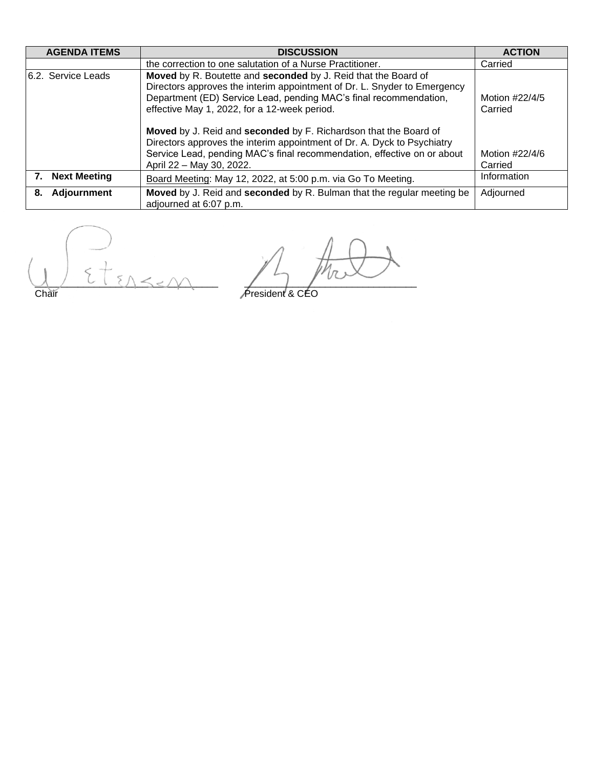| AGENDA ITEMS | DISCUSSION | ACTION |
|---|---|---|
| | the correction to one salutation of a Nurse Practitioner. | Carried |
| 6.2. Service Leads | **Moved** by R. Boutette and **seconded** by J. Reid that the Board of Directors approves the interim appointment of Dr. L. Snyder to Emergency Department (ED) Service Lead, pending MAC's final recommendation, effective May 1, 2022, for a 12-week period.<br><br>**Moved** by J. Reid and **seconded** by F. Richardson that the Board of Directors approves the interim appointment of Dr. A. Dyck to Psychiatry Service Lead, pending MAC's final recommendation, effective on or about April 22 – May 30, 2022. | Motion #22/4/5 Carried<br><br>Motion #22/4/6 Carried |
| **7. Next Meeting** | Board Meeting: May 12, 2022, at 5:00 p.m. via Go To Meeting. | Information |
| **8. Adjournment** | **Moved** by J. Reid and **seconded** by R. Bulman that the regular meeting be adjourned at 6:07 p.m. | Adjourned |

Chair

President & CEO